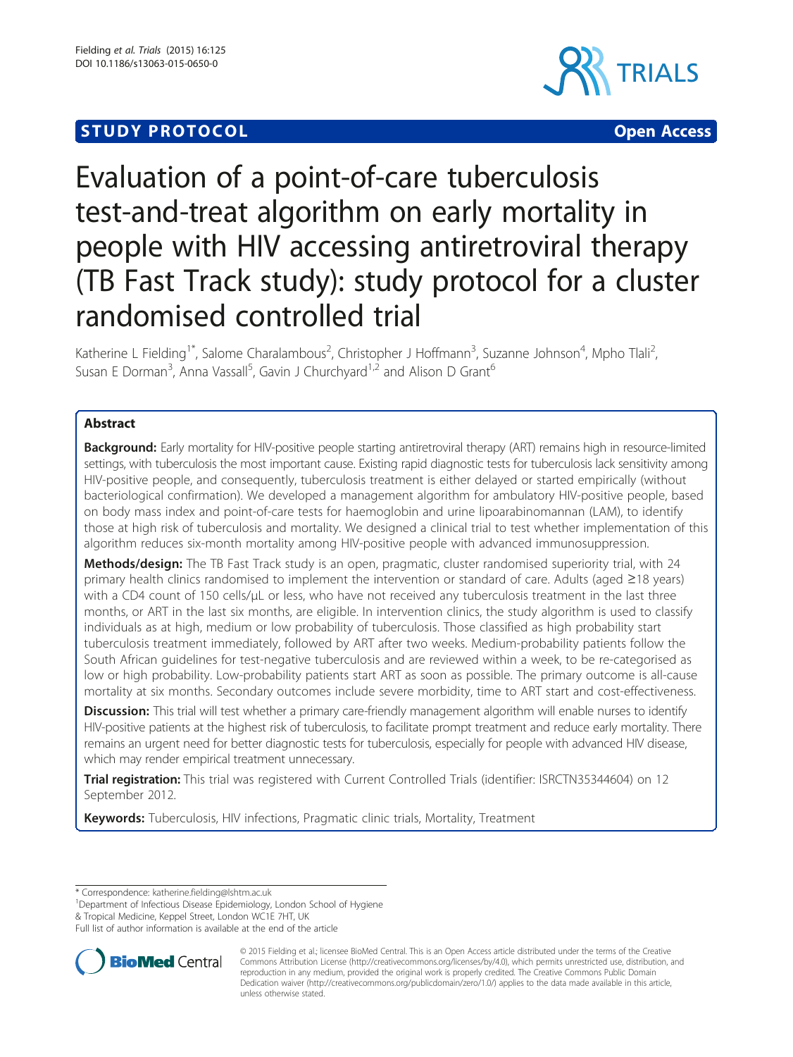STUDY PROTOCOL Open Access

# Evaluation of a point-of-care tuberculosis test-and-treat algorithm on early mortality in people with HIV accessing antiretroviral therapy (TB Fast Track study): study protocol for a cluster randomised controlled trial

Katherine L Fielding[1*], Salome Charalambous[2], Christopher J Hoffmann[3], Suzanne Johnson[4], Mpho Tlali[2], Susan E Dorman[3], Anna Vassall[5], Gavin J Churchyard[1,2] and Alison D Grant[6]

## Abstract

**Background:** Early mortality for HIV-positive people starting antiretroviral therapy (ART) remains high in resource-limited settings, with tuberculosis the most important cause. Existing rapid diagnostic tests for tuberculosis lack sensitivity among HIV-positive people, and consequently, tuberculosis treatment is either delayed or started empirically (without bacteriological confirmation). We developed a management algorithm for ambulatory HIV-positive people, based on body mass index and point-of-care tests for haemoglobin and urine lipoarabinomannan (LAM), to identify those at high risk of tuberculosis and mortality. We designed a clinical trial to test whether implementation of this algorithm reduces six-month mortality among HIV-positive people with advanced immunosuppression.

**Methods/design:** The TB Fast Track study is an open, pragmatic, cluster randomised superiority trial, with 24 primary health clinics randomised to implement the intervention or standard of care. Adults (aged ≥18 years) with a CD4 count of 150 cells/μL or less, who have not received any tuberculosis treatment in the last three months, or ART in the last six months, are eligible. In intervention clinics, the study algorithm is used to classify individuals as at high, medium or low probability of tuberculosis. Those classified as high probability start tuberculosis treatment immediately, followed by ART after two weeks. Medium-probability patients follow the South African guidelines for test-negative tuberculosis and are reviewed within a week, to be re-categorised as low or high probability. Low-probability patients start ART as soon as possible. The primary outcome is all-cause mortality at six months. Secondary outcomes include severe morbidity, time to ART start and cost-effectiveness.

**Discussion:** This trial will test whether a primary care-friendly management algorithm will enable nurses to identify HIV-positive patients at the highest risk of tuberculosis, to facilitate prompt treatment and reduce early mortality. There remains an urgent need for better diagnostic tests for tuberculosis, especially for people with advanced HIV disease, which may render empirical treatment unnecessary.

**Trial registration:** This trial was registered with Current Controlled Trials (identifier: ISRCTN35344604) on 12 September 2012.

**Keywords:** Tuberculosis, HIV infections, Pragmatic clinic trials, Mortality, Treatment

---

\* Correspondence: katherine.fielding@lshtm.ac.uk
[1]Department of Infectious Disease Epidemiology, London School of Hygiene & Tropical Medicine, Keppel Street, London WC1E 7HT, UK
Full list of author information is available at the end of the article

© 2015 Fielding et al.; licensee BioMed Central. This is an Open Access article distributed under the terms of the Creative Commons Attribution License (http://creativecommons.org/licenses/by/4.0), which permits unrestricted use, distribution, and reproduction in any medium, provided the original work is properly credited. The Creative Commons Public Domain Dedication waiver (http://creativecommons.org/publicdomain/zero/1.0/) applies to the data made available in this article, unless otherwise stated.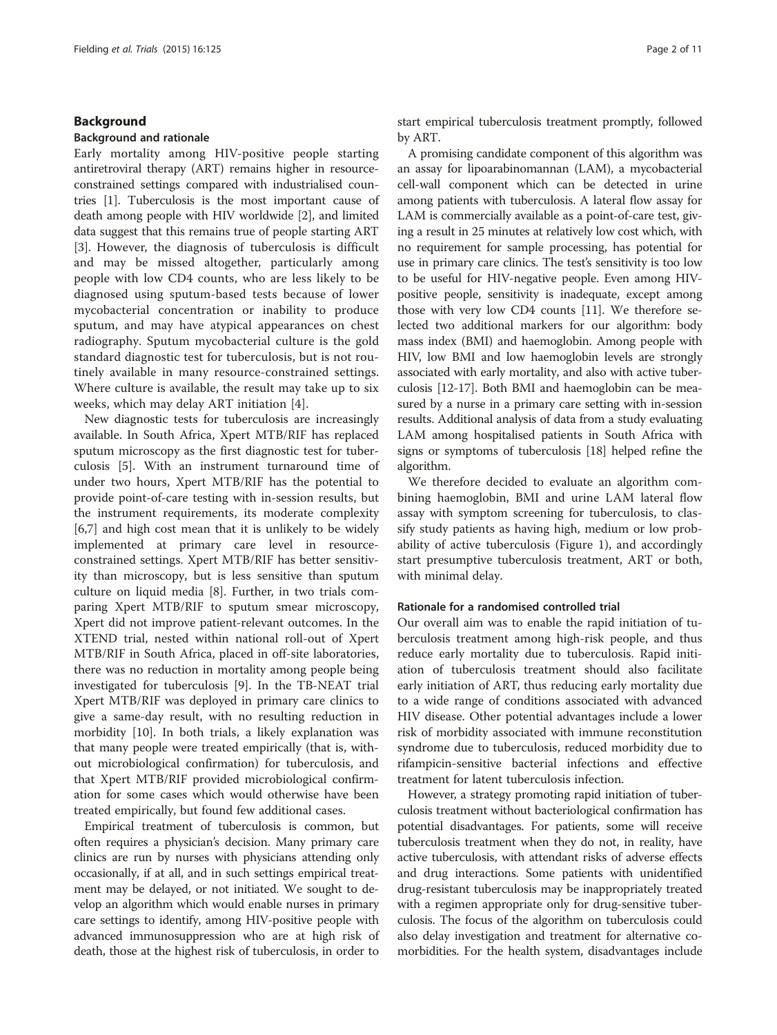## Background

### Background and rationale

Early mortality among HIV-positive people starting antiretroviral therapy (ART) remains higher in resource-constrained settings compared with industrialised countries [1]. Tuberculosis is the most important cause of death among people with HIV worldwide [2], and limited data suggest that this remains true of people starting ART [3]. However, the diagnosis of tuberculosis is difficult and may be missed altogether, particularly among people with low CD4 counts, who are less likely to be diagnosed using sputum-based tests because of lower mycobacterial concentration or inability to produce sputum, and may have atypical appearances on chest radiography. Sputum mycobacterial culture is the gold standard diagnostic test for tuberculosis, but is not routinely available in many resource-constrained settings. Where culture is available, the result may take up to six weeks, which may delay ART initiation [4].

New diagnostic tests for tuberculosis are increasingly available. In South Africa, Xpert MTB/RIF has replaced sputum microscopy as the first diagnostic test for tuberculosis [5]. With an instrument turnaround time of under two hours, Xpert MTB/RIF has the potential to provide point-of-care testing with in-session results, but the instrument requirements, its moderate complexity [6,7] and high cost mean that it is unlikely to be widely implemented at primary care level in resource-constrained settings. Xpert MTB/RIF has better sensitivity than microscopy, but is less sensitive than sputum culture on liquid media [8]. Further, in two trials comparing Xpert MTB/RIF to sputum smear microscopy, Xpert did not improve patient-relevant outcomes. In the XTEND trial, nested within national roll-out of Xpert MTB/RIF in South Africa, placed in off-site laboratories, there was no reduction in mortality among people being investigated for tuberculosis [9]. In the TB-NEAT trial Xpert MTB/RIF was deployed in primary care clinics to give a same-day result, with no resulting reduction in morbidity [10]. In both trials, a likely explanation was that many people were treated empirically (that is, without microbiological confirmation) for tuberculosis, and that Xpert MTB/RIF provided microbiological confirmation for some cases which would otherwise have been treated empirically, but found few additional cases.

Empirical treatment of tuberculosis is common, but often requires a physician's decision. Many primary care clinics are run by nurses with physicians attending only occasionally, if at all, and in such settings empirical treatment may be delayed, or not initiated. We sought to develop an algorithm which would enable nurses in primary care settings to identify, among HIV-positive people with advanced immunosuppression who are at high risk of death, those at the highest risk of tuberculosis, in order to start empirical tuberculosis treatment promptly, followed by ART.

A promising candidate component of this algorithm was an assay for lipoarabinomannan (LAM), a mycobacterial cell-wall component which can be detected in urine among patients with tuberculosis. A lateral flow assay for LAM is commercially available as a point-of-care test, giving a result in 25 minutes at relatively low cost which, with no requirement for sample processing, has potential for use in primary care clinics. The test's sensitivity is too low to be useful for HIV-negative people. Even among HIV-positive people, sensitivity is inadequate, except among those with very low CD4 counts [11]. We therefore selected two additional markers for our algorithm: body mass index (BMI) and haemoglobin. Among people with HIV, low BMI and low haemoglobin levels are strongly associated with early mortality, and also with active tuberculosis [12-17]. Both BMI and haemoglobin can be measured by a nurse in a primary care setting with in-session results. Additional analysis of data from a study evaluating LAM among hospitalised patients in South Africa with signs or symptoms of tuberculosis [18] helped refine the algorithm.

We therefore decided to evaluate an algorithm combining haemoglobin, BMI and urine LAM lateral flow assay with symptom screening for tuberculosis, to classify study patients as having high, medium or low probability of active tuberculosis (Figure 1), and accordingly start presumptive tuberculosis treatment, ART or both, with minimal delay.

### Rationale for a randomised controlled trial

Our overall aim was to enable the rapid initiation of tuberculosis treatment among high-risk people, and thus reduce early mortality due to tuberculosis. Rapid initiation of tuberculosis treatment should also facilitate early initiation of ART, thus reducing early mortality due to a wide range of conditions associated with advanced HIV disease. Other potential advantages include a lower risk of morbidity associated with immune reconstitution syndrome due to tuberculosis, reduced morbidity due to rifampicin-sensitive bacterial infections and effective treatment for latent tuberculosis infection.

However, a strategy promoting rapid initiation of tuberculosis treatment without bacteriological confirmation has potential disadvantages. For patients, some will receive tuberculosis treatment when they do not, in reality, have active tuberculosis, with attendant risks of adverse effects and drug interactions. Some patients with unidentified drug-resistant tuberculosis may be inappropriately treated with a regimen appropriate only for drug-sensitive tuberculosis. The focus of the algorithm on tuberculosis could also delay investigation and treatment for alternative comorbidities. For the health system, disadvantages include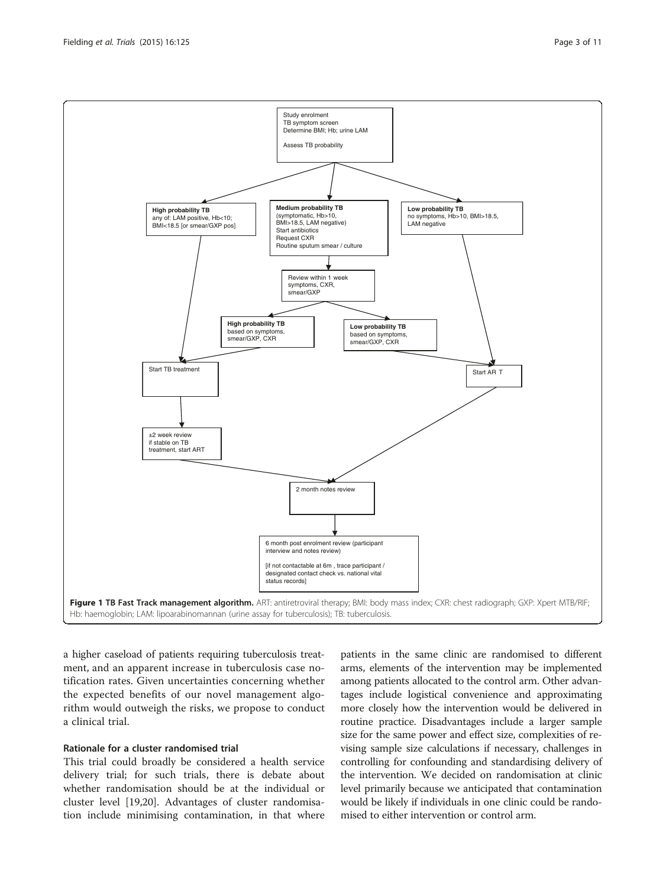Study enrolment
TB symptom screen
Determine BMI; Hb; urine LAM

Assess TB probability

**High probability TB**
any of: LAM positive, Hb<10; BMI<18.5 [or smear/GXP pos]

**Medium probability TB**
(symptomatic, Hb>10, BMI>18.5, LAM negative)
Start antibiotics
Request CXR
Routine sputum smear / culture

**Low probability TB**
no symptoms, Hb>10, BMI>18.5, LAM negative

Review within 1 week
symptoms, CXR, smear/GXP

**High probability TB**
based on symptoms, smear/GXP, CXR

**Low probability TB**
based on symptoms, smear/GXP, CXR

Start TB treatment

Start ART

±2 week review
if stable on TB treatment, start ART

2 month notes review

6 month post enrolment review (participant interview and notes review)

[if not contactable at 6m, trace participant / designated contact check vs. national vital status records]

**Figure 1 TB Fast Track management algorithm.** ART: antiretroviral therapy; BMI: body mass index; CXR: chest radiograph; GXP: Xpert MTB/RIF; Hb: haemoglobin; LAM: lipoarabinomannan (urine assay for tuberculosis); TB: tuberculosis.

a higher caseload of patients requiring tuberculosis treatment, and an apparent increase in tuberculosis case notification rates. Given uncertainties concerning whether the expected benefits of our novel management algorithm would outweigh the risks, we propose to conduct a clinical trial.

### Rationale for a cluster randomised trial

This trial could broadly be considered a health service delivery trial; for such trials, there is debate about whether randomisation should be at the individual or cluster level [19,20]. Advantages of cluster randomisation include minimising contamination, in that where patients in the same clinic are randomised to different arms, elements of the intervention may be implemented among patients allocated to the control arm. Other advantages include logistical convenience and approximating more closely how the intervention would be delivered in routine practice. Disadvantages include a larger sample size for the same power and effect size, complexities of revising sample size calculations if necessary, challenges in controlling for confounding and standardising delivery of the intervention. We decided on randomisation at clinic level primarily because we anticipated that contamination would be likely if individuals in one clinic could be randomised to either intervention or control arm.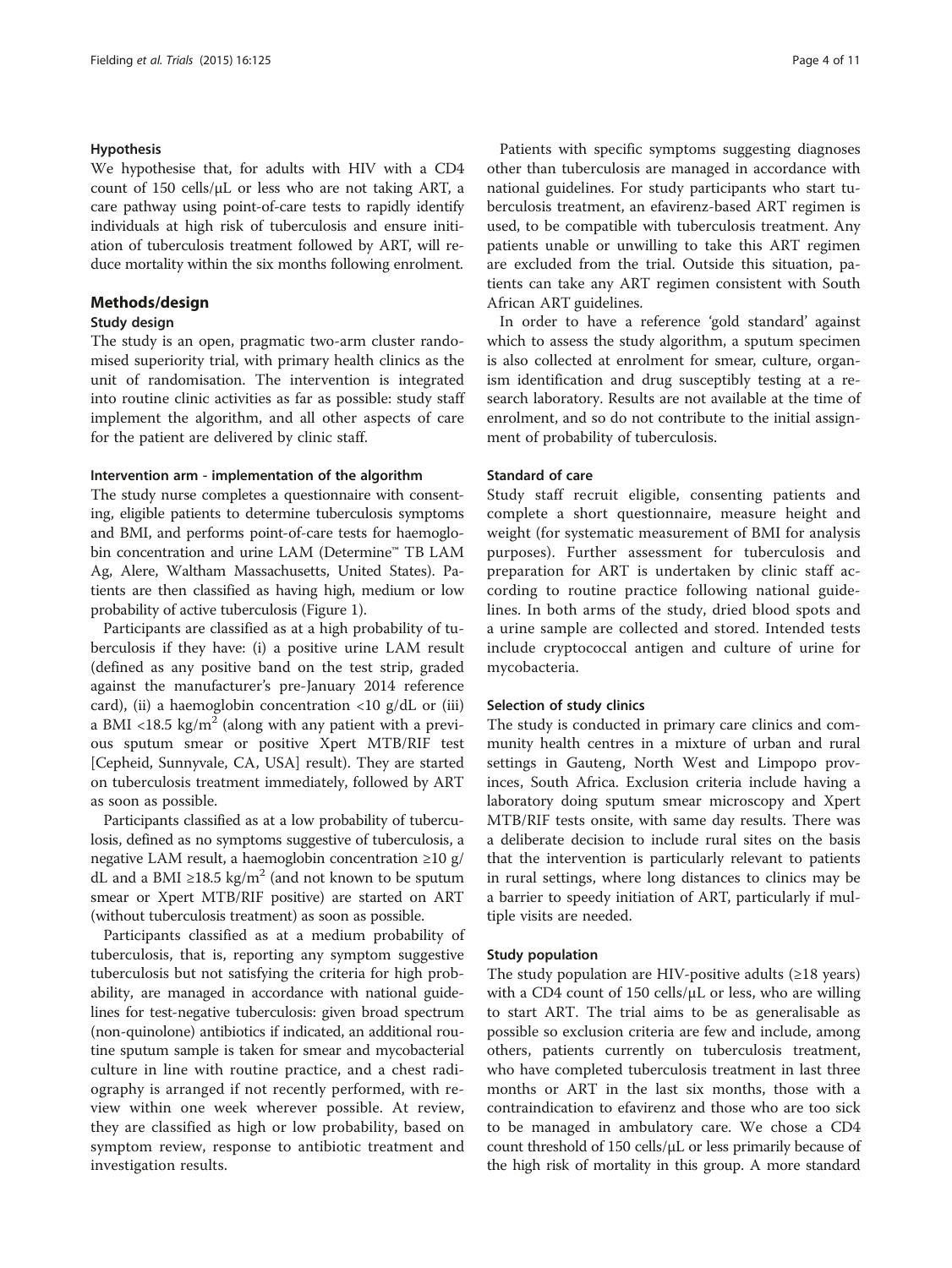### Hypothesis

We hypothesise that, for adults with HIV with a CD4 count of 150 cells/μL or less who are not taking ART, a care pathway using point-of-care tests to rapidly identify individuals at high risk of tuberculosis and ensure initiation of tuberculosis treatment followed by ART, will reduce mortality within the six months following enrolment.

## Methods/design

### Study design

The study is an open, pragmatic two-arm cluster randomised superiority trial, with primary health clinics as the unit of randomisation. The intervention is integrated into routine clinic activities as far as possible: study staff implement the algorithm, and all other aspects of care for the patient are delivered by clinic staff.

#### Intervention arm - implementation of the algorithm

The study nurse completes a questionnaire with consenting, eligible patients to determine tuberculosis symptoms and BMI, and performs point-of-care tests for haemoglobin concentration and urine LAM (Determine™ TB LAM Ag, Alere, Waltham Massachusetts, United States). Patients are then classified as having high, medium or low probability of active tuberculosis (Figure 1).

Participants are classified as at a high probability of tuberculosis if they have: (i) a positive urine LAM result (defined as any positive band on the test strip, graded against the manufacturer's pre-January 2014 reference card), (ii) a haemoglobin concentration <10 g/dL or (iii) a BMI <18.5 kg/m$^2$ (along with any patient with a previous sputum smear or positive Xpert MTB/RIF test [Cepheid, Sunnyvale, CA, USA] result). They are started on tuberculosis treatment immediately, followed by ART as soon as possible.

Participants classified as at a low probability of tuberculosis, defined as no symptoms suggestive of tuberculosis, a negative LAM result, a haemoglobin concentration ≥10 g/dL and a BMI ≥18.5 kg/m$^2$ (and not known to be sputum smear or Xpert MTB/RIF positive) are started on ART (without tuberculosis treatment) as soon as possible.

Participants classified as at a medium probability of tuberculosis, that is, reporting any symptom suggestive tuberculosis but not satisfying the criteria for high probability, are managed in accordance with national guidelines for test-negative tuberculosis: given broad spectrum (non-quinolone) antibiotics if indicated, an additional routine sputum sample is taken for smear and mycobacterial culture in line with routine practice, and a chest radiography is arranged if not recently performed, with review within one week wherever possible. At review, they are classified as high or low probability, based on symptom review, response to antibiotic treatment and investigation results.

Patients with specific symptoms suggesting diagnoses other than tuberculosis are managed in accordance with national guidelines. For study participants who start tuberculosis treatment, an efavirenz-based ART regimen is used, to be compatible with tuberculosis treatment. Any patients unable or unwilling to take this ART regimen are excluded from the trial. Outside this situation, patients can take any ART regimen consistent with South African ART guidelines.

In order to have a reference 'gold standard' against which to assess the study algorithm, a sputum specimen is also collected at enrolment for smear, culture, organism identification and drug susceptibly testing at a research laboratory. Results are not available at the time of enrolment, and so do not contribute to the initial assignment of probability of tuberculosis.

#### Standard of care

Study staff recruit eligible, consenting patients and complete a short questionnaire, measure height and weight (for systematic measurement of BMI for analysis purposes). Further assessment for tuberculosis and preparation for ART is undertaken by clinic staff according to routine practice following national guidelines. In both arms of the study, dried blood spots and a urine sample are collected and stored. Intended tests include cryptococcal antigen and culture of urine for mycobacteria.

#### Selection of study clinics

The study is conducted in primary care clinics and community health centres in a mixture of urban and rural settings in Gauteng, North West and Limpopo provinces, South Africa. Exclusion criteria include having a laboratory doing sputum smear microscopy and Xpert MTB/RIF tests onsite, with same day results. There was a deliberate decision to include rural sites on the basis that the intervention is particularly relevant to patients in rural settings, where long distances to clinics may be a barrier to speedy initiation of ART, particularly if multiple visits are needed.

#### Study population

The study population are HIV-positive adults (≥18 years) with a CD4 count of 150 cells/μL or less, who are willing to start ART. The trial aims to be as generalisable as possible so exclusion criteria are few and include, among others, patients currently on tuberculosis treatment, who have completed tuberculosis treatment in last three months or ART in the last six months, those with a contraindication to efavirenz and those who are too sick to be managed in ambulatory care. We chose a CD4 count threshold of 150 cells/μL or less primarily because of the high risk of mortality in this group. A more standard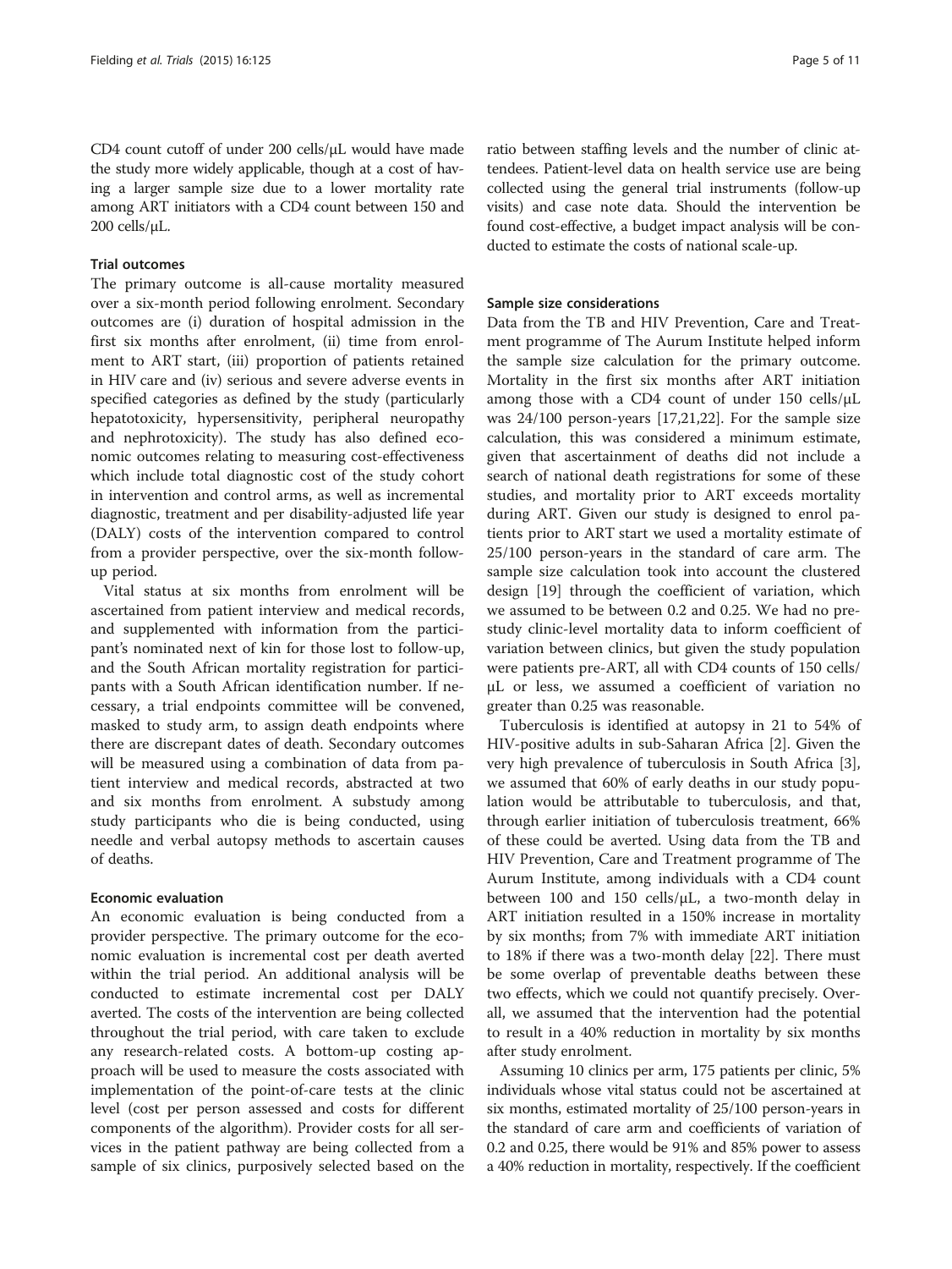CD4 count cutoff of under 200 cells/μL would have made the study more widely applicable, though at a cost of having a larger sample size due to a lower mortality rate among ART initiators with a CD4 count between 150 and 200 cells/μL.

### Trial outcomes

The primary outcome is all-cause mortality measured over a six-month period following enrolment. Secondary outcomes are (i) duration of hospital admission in the first six months after enrolment, (ii) time from enrolment to ART start, (iii) proportion of patients retained in HIV care and (iv) serious and severe adverse events in specified categories as defined by the study (particularly hepatotoxicity, hypersensitivity, peripheral neuropathy and nephrotoxicity). The study has also defined economic outcomes relating to measuring cost-effectiveness which include total diagnostic cost of the study cohort in intervention and control arms, as well as incremental diagnostic, treatment and per disability-adjusted life year (DALY) costs of the intervention compared to control from a provider perspective, over the six-month follow-up period.

Vital status at six months from enrolment will be ascertained from patient interview and medical records, and supplemented with information from the participant's nominated next of kin for those lost to follow-up, and the South African mortality registration for participants with a South African identification number. If necessary, a trial endpoints committee will be convened, masked to study arm, to assign death endpoints where there are discrepant dates of death. Secondary outcomes will be measured using a combination of data from patient interview and medical records, abstracted at two and six months from enrolment. A substudy among study participants who die is being conducted, using needle and verbal autopsy methods to ascertain causes of deaths.

### Economic evaluation

An economic evaluation is being conducted from a provider perspective. The primary outcome for the economic evaluation is incremental cost per death averted within the trial period. An additional analysis will be conducted to estimate incremental cost per DALY averted. The costs of the intervention are being collected throughout the trial period, with care taken to exclude any research-related costs. A bottom-up costing approach will be used to measure the costs associated with implementation of the point-of-care tests at the clinic level (cost per person assessed and costs for different components of the algorithm). Provider costs for all services in the patient pathway are being collected from a sample of six clinics, purposively selected based on the ratio between staffing levels and the number of clinic attendees. Patient-level data on health service use are being collected using the general trial instruments (follow-up visits) and case note data. Should the intervention be found cost-effective, a budget impact analysis will be conducted to estimate the costs of national scale-up.

### Sample size considerations

Data from the TB and HIV Prevention, Care and Treatment programme of The Aurum Institute helped inform the sample size calculation for the primary outcome. Mortality in the first six months after ART initiation among those with a CD4 count of under 150 cells/μL was 24/100 person-years [17,21,22]. For the sample size calculation, this was considered a minimum estimate, given that ascertainment of deaths did not include a search of national death registrations for some of these studies, and mortality prior to ART exceeds mortality during ART. Given our study is designed to enrol patients prior to ART start we used a mortality estimate of 25/100 person-years in the standard of care arm. The sample size calculation took into account the clustered design [19] through the coefficient of variation, which we assumed to be between 0.2 and 0.25. We had no pre-study clinic-level mortality data to inform coefficient of variation between clinics, but given the study population were patients pre-ART, all with CD4 counts of 150 cells/μL or less, we assumed a coefficient of variation no greater than 0.25 was reasonable.

Tuberculosis is identified at autopsy in 21 to 54% of HIV-positive adults in sub-Saharan Africa [2]. Given the very high prevalence of tuberculosis in South Africa [3], we assumed that 60% of early deaths in our study population would be attributable to tuberculosis, and that, through earlier initiation of tuberculosis treatment, 66% of these could be averted. Using data from the TB and HIV Prevention, Care and Treatment programme of The Aurum Institute, among individuals with a CD4 count between 100 and 150 cells/μL, a two-month delay in ART initiation resulted in a 150% increase in mortality by six months; from 7% with immediate ART initiation to 18% if there was a two-month delay [22]. There must be some overlap of preventable deaths between these two effects, which we could not quantify precisely. Overall, we assumed that the intervention had the potential to result in a 40% reduction in mortality by six months after study enrolment.

Assuming 10 clinics per arm, 175 patients per clinic, 5% individuals whose vital status could not be ascertained at six months, estimated mortality of 25/100 person-years in the standard of care arm and coefficients of variation of 0.2 and 0.25, there would be 91% and 85% power to assess a 40% reduction in mortality, respectively. If the coefficient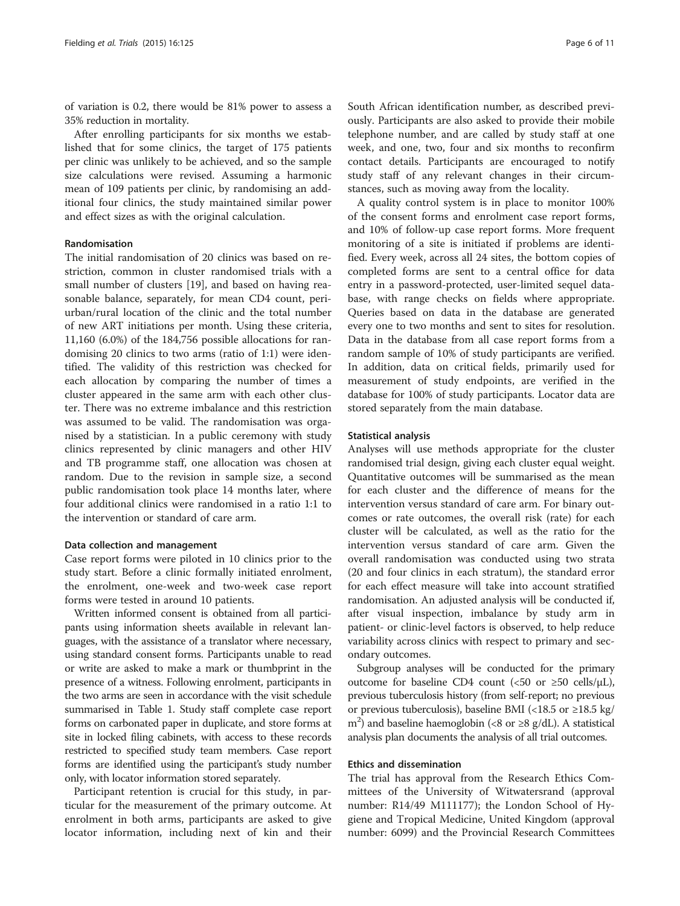of variation is 0.2, there would be 81% power to assess a 35% reduction in mortality.

After enrolling participants for six months we established that for some clinics, the target of 175 patients per clinic was unlikely to be achieved, and so the sample size calculations were revised. Assuming a harmonic mean of 109 patients per clinic, by randomising an additional four clinics, the study maintained similar power and effect sizes as with the original calculation.

### Randomisation

The initial randomisation of 20 clinics was based on restriction, common in cluster randomised trials with a small number of clusters [19], and based on having reasonable balance, separately, for mean CD4 count, peri-urban/rural location of the clinic and the total number of new ART initiations per month. Using these criteria, 11,160 (6.0%) of the 184,756 possible allocations for randomising 20 clinics to two arms (ratio of 1:1) were identified. The validity of this restriction was checked for each allocation by comparing the number of times a cluster appeared in the same arm with each other cluster. There was no extreme imbalance and this restriction was assumed to be valid. The randomisation was organised by a statistician. In a public ceremony with study clinics represented by clinic managers and other HIV and TB programme staff, one allocation was chosen at random. Due to the revision in sample size, a second public randomisation took place 14 months later, where four additional clinics were randomised in a ratio 1:1 to the intervention or standard of care arm.

### Data collection and management

Case report forms were piloted in 10 clinics prior to the study start. Before a clinic formally initiated enrolment, the enrolment, one-week and two-week case report forms were tested in around 10 patients.

Written informed consent is obtained from all participants using information sheets available in relevant languages, with the assistance of a translator where necessary, using standard consent forms. Participants unable to read or write are asked to make a mark or thumbprint in the presence of a witness. Following enrolment, participants in the two arms are seen in accordance with the visit schedule summarised in Table 1. Study staff complete case report forms on carbonated paper in duplicate, and store forms at site in locked filing cabinets, with access to these records restricted to specified study team members. Case report forms are identified using the participant's study number only, with locator information stored separately.

Participant retention is crucial for this study, in particular for the measurement of the primary outcome. At enrolment in both arms, participants are asked to give locator information, including next of kin and their South African identification number, as described previously. Participants are also asked to provide their mobile telephone number, and are called by study staff at one week, and one, two, four and six months to reconfirm contact details. Participants are encouraged to notify study staff of any relevant changes in their circumstances, such as moving away from the locality.

A quality control system is in place to monitor 100% of the consent forms and enrolment case report forms, and 10% of follow-up case report forms. More frequent monitoring of a site is initiated if problems are identified. Every week, across all 24 sites, the bottom copies of completed forms are sent to a central office for data entry in a password-protected, user-limited sequel database, with range checks on fields where appropriate. Queries based on data in the database are generated every one to two months and sent to sites for resolution. Data in the database from all case report forms from a random sample of 10% of study participants are verified. In addition, data on critical fields, primarily used for measurement of study endpoints, are verified in the database for 100% of study participants. Locator data are stored separately from the main database.

### Statistical analysis

Analyses will use methods appropriate for the cluster randomised trial design, giving each cluster equal weight. Quantitative outcomes will be summarised as the mean for each cluster and the difference of means for the intervention versus standard of care arm. For binary outcomes or rate outcomes, the overall risk (rate) for each cluster will be calculated, as well as the ratio for the intervention versus standard of care arm. Given the overall randomisation was conducted using two strata (20 and four clinics in each stratum), the standard error for each effect measure will take into account stratified randomisation. An adjusted analysis will be conducted if, after visual inspection, imbalance by study arm in patient- or clinic-level factors is observed, to help reduce variability across clinics with respect to primary and secondary outcomes.

Subgroup analyses will be conducted for the primary outcome for baseline CD4 count (<50 or ≥50 cells/μL), previous tuberculosis history (from self-report; no previous or previous tuberculosis), baseline BMI (<18.5 or ≥18.5 kg/m$^2$) and baseline haemoglobin (<8 or ≥8 g/dL). A statistical analysis plan documents the analysis of all trial outcomes.

### Ethics and dissemination

The trial has approval from the Research Ethics Committees of the University of Witwatersrand (approval number: R14/49 M111177); the London School of Hygiene and Tropical Medicine, United Kingdom (approval number: 6099) and the Provincial Research Committees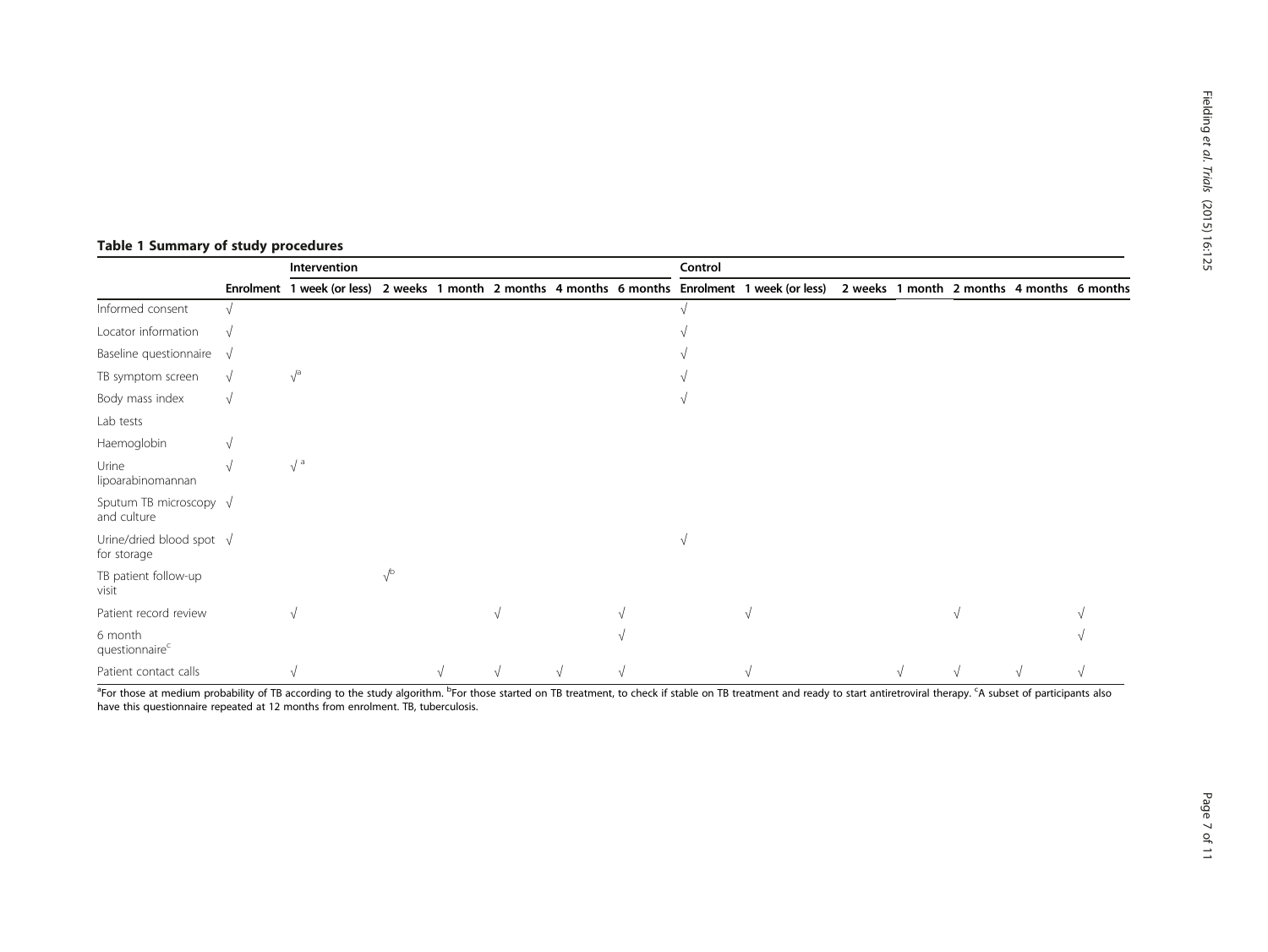**Table 1 Summary of study procedures**

| | Intervention | | | | | | | Control | | | | | | |
|---|---|---|---|---|---|---|---|---|---|---|---|---|---|---|
| | Enrolment | 1 week (or less) | 2 weeks | 1 month | 2 months | 4 months | 6 months | Enrolment | 1 week (or less) | 2 weeks | 1 month | 2 months | 4 months | 6 months |
| Informed consent | √ | | | | | | | √ | | | | | | |
| Locator information | √ | | | | | | | √ | | | | | | |
| Baseline questionnaire | √ | | | | | | | √ | | | | | | |
| TB symptom screen | √ | √[a] | | | | | | √ | | | | | | |
| Body mass index | √ | | | | | | | √ | | | | | | |
| Lab tests | | | | | | | | | | | | | | |
| Haemoglobin | √ | | | | | | | | | | | | | |
| Urine lipoarabinomannan | √ | √[a] | | | | | | | | | | | | |
| Sputum TB microscopy and culture | √ | | | | | | | | | | | | | |
| Urine/dried blood spot for storage | √ | | | | | | | √ | | | | | | |
| TB patient follow-up visit | | | √[b] | | | | | | | | | | | |
| Patient record review | | √ | | | √ | | √ | | √ | | | √ | | √ |
| 6 month questionnaire[c] | | | | | | | √ | | | | | | | √ |
| Patient contact calls | | √ | | √ | √ | √ | √ | | √ | | √ | √ | √ | √ |

[a]For those at medium probability of TB according to the study algorithm. [b]For those started on TB treatment, to check if stable on TB treatment and ready to start antiretroviral therapy. [c]A subset of participants also have this questionnaire repeated at 12 months from enrolment. TB, tuberculosis.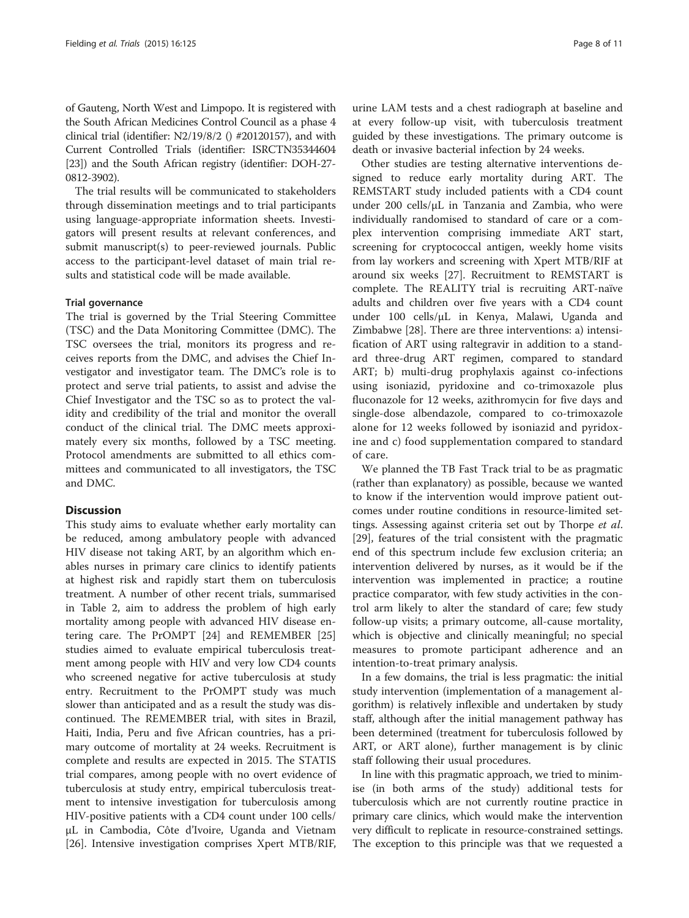of Gauteng, North West and Limpopo. It is registered with the South African Medicines Control Council as a phase 4 clinical trial (identifier: N2/19/8/2 () #20120157), and with Current Controlled Trials (identifier: ISRCTN35344604 [23]) and the South African registry (identifier: DOH-27-0812-3902).

The trial results will be communicated to stakeholders through dissemination meetings and to trial participants using language-appropriate information sheets. Investigators will present results at relevant conferences, and submit manuscript(s) to peer-reviewed journals. Public access to the participant-level dataset of main trial results and statistical code will be made available.

#### Trial governance

The trial is governed by the Trial Steering Committee (TSC) and the Data Monitoring Committee (DMC). The TSC oversees the trial, monitors its progress and receives reports from the DMC, and advises the Chief Investigator and investigator team. The DMC's role is to protect and serve trial patients, to assist and advise the Chief Investigator and the TSC so as to protect the validity and credibility of the trial and monitor the overall conduct of the clinical trial. The DMC meets approximately every six months, followed by a TSC meeting. Protocol amendments are submitted to all ethics committees and communicated to all investigators, the TSC and DMC.

## Discussion

This study aims to evaluate whether early mortality can be reduced, among ambulatory people with advanced HIV disease not taking ART, by an algorithm which enables nurses in primary care clinics to identify patients at highest risk and rapidly start them on tuberculosis treatment. A number of other recent trials, summarised in Table 2, aim to address the problem of high early mortality among people with advanced HIV disease entering care. The PrOMPT [24] and REMEMBER [25] studies aimed to evaluate empirical tuberculosis treatment among people with HIV and very low CD4 counts who screened negative for active tuberculosis at study entry. Recruitment to the PrOMPT study was much slower than anticipated and as a result the study was discontinued. The REMEMBER trial, with sites in Brazil, Haiti, India, Peru and five African countries, has a primary outcome of mortality at 24 weeks. Recruitment is complete and results are expected in 2015. The STATIS trial compares, among people with no overt evidence of tuberculosis at study entry, empirical tuberculosis treatment to intensive investigation for tuberculosis among HIV-positive patients with a CD4 count under 100 cells/μL in Cambodia, Côte d'Ivoire, Uganda and Vietnam [26]. Intensive investigation comprises Xpert MTB/RIF, urine LAM tests and a chest radiograph at baseline and at every follow-up visit, with tuberculosis treatment guided by these investigations. The primary outcome is death or invasive bacterial infection by 24 weeks.

Other studies are testing alternative interventions designed to reduce early mortality during ART. The REMSTART study included patients with a CD4 count under 200 cells/μL in Tanzania and Zambia, who were individually randomised to standard of care or a complex intervention comprising immediate ART start, screening for cryptococcal antigen, weekly home visits from lay workers and screening with Xpert MTB/RIF at around six weeks [27]. Recruitment to REMSTART is complete. The REALITY trial is recruiting ART-naïve adults and children over five years with a CD4 count under 100 cells/μL in Kenya, Malawi, Uganda and Zimbabwe [28]. There are three interventions: a) intensification of ART using raltegravir in addition to a standard three-drug ART regimen, compared to standard ART; b) multi-drug prophylaxis against co-infections using isoniazid, pyridoxine and co-trimoxazole plus fluconazole for 12 weeks, azithromycin for five days and single-dose albendazole, compared to co-trimoxazole alone for 12 weeks followed by isoniazid and pyridoxine and c) food supplementation compared to standard of care.

We planned the TB Fast Track trial to be as pragmatic (rather than explanatory) as possible, because we wanted to know if the intervention would improve patient outcomes under routine conditions in resource-limited settings. Assessing against criteria set out by Thorpe *et al.* [29], features of the trial consistent with the pragmatic end of this spectrum include few exclusion criteria; an intervention delivered by nurses, as it would be if the intervention was implemented in practice; a routine practice comparator, with few study activities in the control arm likely to alter the standard of care; few study follow-up visits; a primary outcome, all-cause mortality, which is objective and clinically meaningful; no special measures to promote participant adherence and an intention-to-treat primary analysis.

In a few domains, the trial is less pragmatic: the initial study intervention (implementation of a management algorithm) is relatively inflexible and undertaken by study staff, although after the initial management pathway has been determined (treatment for tuberculosis followed by ART, or ART alone), further management is by clinic staff following their usual procedures.

In line with this pragmatic approach, we tried to minimise (in both arms of the study) additional tests for tuberculosis which are not currently routine practice in primary care clinics, which would make the intervention very difficult to replicate in resource-constrained settings. The exception to this principle was that we requested a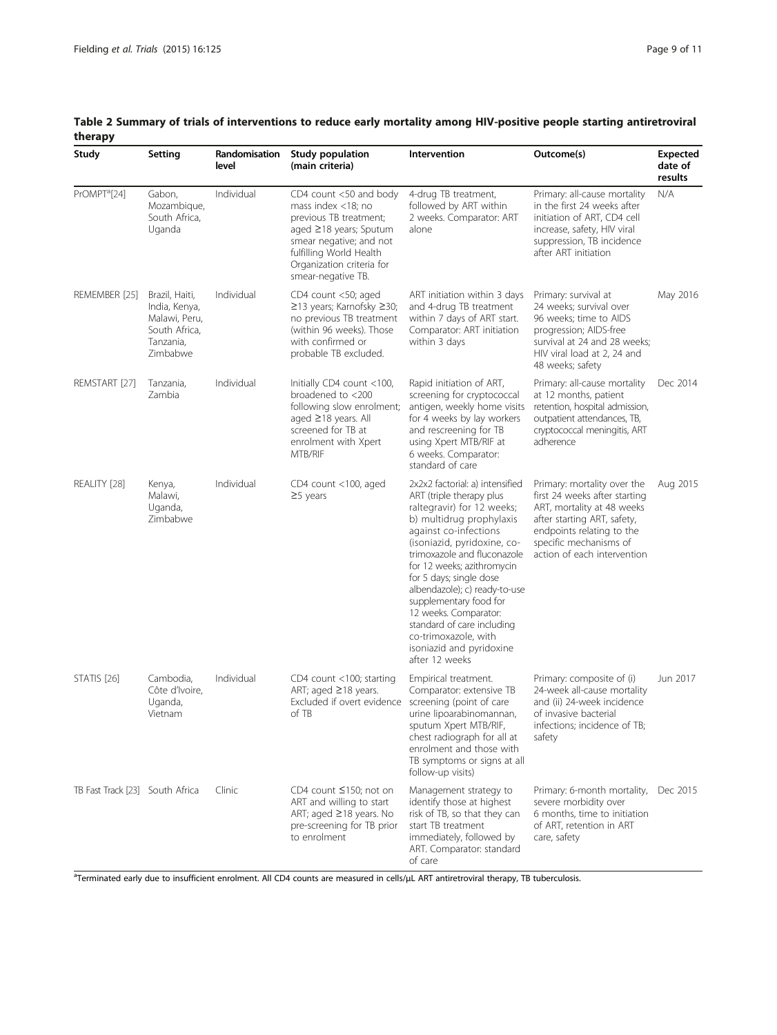**Table 2 Summary of trials of interventions to reduce early mortality among HIV-positive people starting antiretroviral therapy**

| Study | Setting | Randomisation level | Study population (main criteria) | Intervention | Outcome(s) | Expected date of results |
|---|---|---|---|---|---|---|
| PrOMPT[a] [24] | Gabon, Mozambique, South Africa, Uganda | Individual | CD4 count <50 and body mass index <18; no previous TB treatment; aged ≥18 years; Sputum smear negative; and not fulfilling World Health Organization criteria for smear-negative TB. | 4-drug TB treatment, followed by ART within 2 weeks. Comparator: ART alone | Primary: all-cause mortality in the first 24 weeks after initiation of ART, CD4 cell increase, safety, HIV viral suppression, TB incidence after ART initiation | N/A |
| REMEMBER [25] | Brazil, Haiti, India, Kenya, Malawi, Peru, South Africa, Tanzania, Zimbabwe | Individual | CD4 count <50; aged ≥13 years; Karnofsky ≥30; no previous TB treatment (within 96 weeks). Those with confirmed or probable TB excluded. | ART initiation within 3 days and 4-drug TB treatment within 7 days of ART start. Comparator: ART initiation within 3 days | Primary: survival at 24 weeks; survival over 96 weeks; time to AIDS progression; AIDS-free survival at 24 and 28 weeks; HIV viral load at 2, 24 and 48 weeks; safety | May 2016 |
| REMSTART [27] | Tanzania, Zambia | Individual | Initially CD4 count <100, broadened to <200 following slow enrolment; aged ≥18 years. All screened for TB at enrolment with Xpert MTB/RIF | Rapid initiation of ART, screening for cryptococcal antigen, weekly home visits for 4 weeks by lay workers and rescreening for TB using Xpert MTB/RIF at 6 weeks. Comparator: standard of care | Primary: all-cause mortality at 12 months, patient retention, hospital admission, outpatient attendances, TB, cryptococcal meningitis, ART adherence | Dec 2014 |
| REALITY [28] | Kenya, Malawi, Uganda, Zimbabwe | Individual | CD4 count <100, aged ≥5 years | 2x2x2 factorial: a) intensified ART (triple therapy plus raltegravir) for 12 weeks; b) multidrug prophylaxis against co-infections (isoniazid, pyridoxine, co-trimoxazole and fluconazole for 12 weeks; azithromycin for 5 days; single dose albendazole); c) ready-to-use supplementary food for 12 weeks. Comparator: standard of care including co-trimoxazole, with isoniazid and pyridoxine after 12 weeks | Primary: mortality over the first 24 weeks after starting ART, mortality at 48 weeks after starting ART, safety, endpoints relating to the specific mechanisms of action of each intervention | Aug 2015 |
| STATIS [26] | Cambodia, Côte d'Ivoire, Uganda, Vietnam | Individual | CD4 count <100; starting ART; aged ≥18 years. Excluded if overt evidence of TB | Empirical treatment. Comparator: extensive TB screening (point of care urine lipoarabinomannan, sputum Xpert MTB/RIF, chest radiograph for all at enrolment and those with TB symptoms or signs at all follow-up visits) | Primary: composite of (i) 24-week all-cause mortality and (ii) 24-week incidence of invasive bacterial infections; incidence of TB; safety | Jun 2017 |
| TB Fast Track [23] | South Africa | Clinic | CD4 count ≤150; not on ART and willing to start ART; aged ≥18 years. No pre-screening for TB prior to enrolment | Management strategy to identify those at highest risk of TB, so that they can start TB treatment immediately, followed by ART. Comparator: standard of care | Primary: 6-month mortality, severe morbidity over 6 months, time to initiation of ART, retention in ART care, safety | Dec 2015 |

[a]Terminated early due to insufficient enrolment. All CD4 counts are measured in cells/μL ART antiretroviral therapy, TB tuberculosis.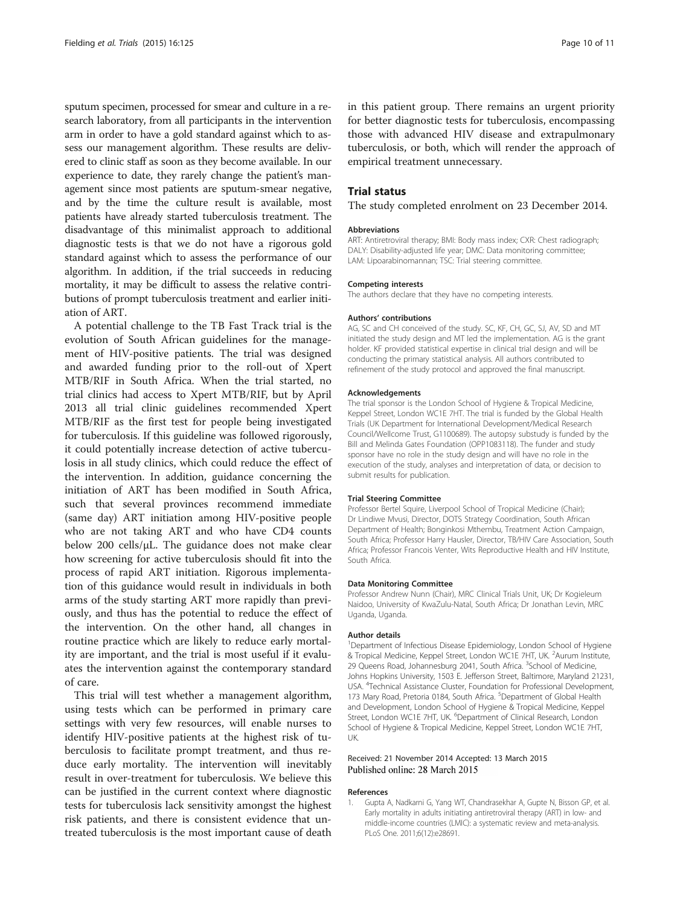sputum specimen, processed for smear and culture in a research laboratory, from all participants in the intervention arm in order to have a gold standard against which to assess our management algorithm. These results are delivered to clinic staff as soon as they become available. In our experience to date, they rarely change the patient's management since most patients are sputum-smear negative, and by the time the culture result is available, most patients have already started tuberculosis treatment. The disadvantage of this minimalist approach to additional diagnostic tests is that we do not have a rigorous gold standard against which to assess the performance of our algorithm. In addition, if the trial succeeds in reducing mortality, it may be difficult to assess the relative contributions of prompt tuberculosis treatment and earlier initiation of ART.

A potential challenge to the TB Fast Track trial is the evolution of South African guidelines for the management of HIV-positive patients. The trial was designed and awarded funding prior to the roll-out of Xpert MTB/RIF in South Africa. When the trial started, no trial clinics had access to Xpert MTB/RIF, but by April 2013 all trial clinic guidelines recommended Xpert MTB/RIF as the first test for people being investigated for tuberculosis. If this guideline was followed rigorously, it could potentially increase detection of active tuberculosis in all study clinics, which could reduce the effect of the intervention. In addition, guidance concerning the initiation of ART has been modified in South Africa, such that several provinces recommend immediate (same day) ART initiation among HIV-positive people who are not taking ART and who have CD4 counts below 200 cells/μL. The guidance does not make clear how screening for active tuberculosis should fit into the process of rapid ART initiation. Rigorous implementation of this guidance would result in individuals in both arms of the study starting ART more rapidly than previously, and thus has the potential to reduce the effect of the intervention. On the other hand, all changes in routine practice which are likely to reduce early mortality are important, and the trial is most useful if it evaluates the intervention against the contemporary standard of care.

This trial will test whether a management algorithm, using tests which can be performed in primary care settings with very few resources, will enable nurses to identify HIV-positive patients at the highest risk of tuberculosis to facilitate prompt treatment, and thus reduce early mortality. The intervention will inevitably result in over-treatment for tuberculosis. We believe this can be justified in the current context where diagnostic tests for tuberculosis lack sensitivity amongst the highest risk patients, and there is consistent evidence that untreated tuberculosis is the most important cause of death in this patient group. There remains an urgent priority for better diagnostic tests for tuberculosis, encompassing those with advanced HIV disease and extrapulmonary tuberculosis, or both, which will render the approach of empirical treatment unnecessary.

## Trial status

The study completed enrolment on 23 December 2014.

#### Abbreviations

ART: Antiretroviral therapy; BMI: Body mass index; CXR: Chest radiograph; DALY: Disability-adjusted life year; DMC: Data monitoring committee; LAM: Lipoarabinomannan; TSC: Trial steering committee.

#### Competing interests

The authors declare that they have no competing interests.

#### Authors' contributions

AG, SC and CH conceived of the study. SC, KF, CH, GC, SJ, AV, SD and MT initiated the study design and MT led the implementation. AG is the grant holder. KF provided statistical expertise in clinical trial design and will be conducting the primary statistical analysis. All authors contributed to refinement of the study protocol and approved the final manuscript.

#### Acknowledgements

The trial sponsor is the London School of Hygiene & Tropical Medicine, Keppel Street, London WC1E 7HT. The trial is funded by the Global Health Trials (UK Department for International Development/Medical Research Council/Wellcome Trust, G1100689). The autopsy substudy is funded by the Bill and Melinda Gates Foundation (OPP1083118). The funder and study sponsor have no role in the study design and will have no role in the execution of the study, analyses and interpretation of data, or decision to submit results for publication.

#### Trial Steering Committee

Professor Bertel Squire, Liverpool School of Tropical Medicine (Chair); Dr Lindiwe Mvusi, Director, DOTS Strategy Coordination, South African Department of Health; Bonginkosi Mthembu, Treatment Action Campaign, South Africa; Professor Harry Hausler, Director, TB/HIV Care Association, South Africa; Professor Francois Venter, Wits Reproductive Health and HIV Institute, South Africa.

#### Data Monitoring Committee

Professor Andrew Nunn (Chair), MRC Clinical Trials Unit, UK; Dr Kogieleum Naidoo, University of KwaZulu-Natal, South Africa; Dr Jonathan Levin, MRC Uganda, Uganda.

#### Author details

[1]Department of Infectious Disease Epidemiology, London School of Hygiene & Tropical Medicine, Keppel Street, London WC1E 7HT, UK. [2]Aurum Institute, 29 Queens Road, Johannesburg 2041, South Africa. [3]School of Medicine, Johns Hopkins University, 1503 E. Jefferson Street, Baltimore, Maryland 21231, USA. [4]Technical Assistance Cluster, Foundation for Professional Development, 173 Mary Road, Pretoria 0184, South Africa. [5]Department of Global Health and Development, London School of Hygiene & Tropical Medicine, Keppel Street, London WC1E 7HT, UK. [6]Department of Clinical Research, London School of Hygiene & Tropical Medicine, Keppel Street, London WC1E 7HT, UK.

Received: 21 November 2014 Accepted: 13 March 2015
Published online: 28 March 2015

#### References

1. Gupta A, Nadkarni G, Yang WT, Chandrasekhar A, Gupte N, Bisson GP, et al. Early mortality in adults initiating antiretroviral therapy (ART) in low- and middle-income countries (LMIC): a systematic review and meta-analysis. PLoS One. 2011;6(12):e28691.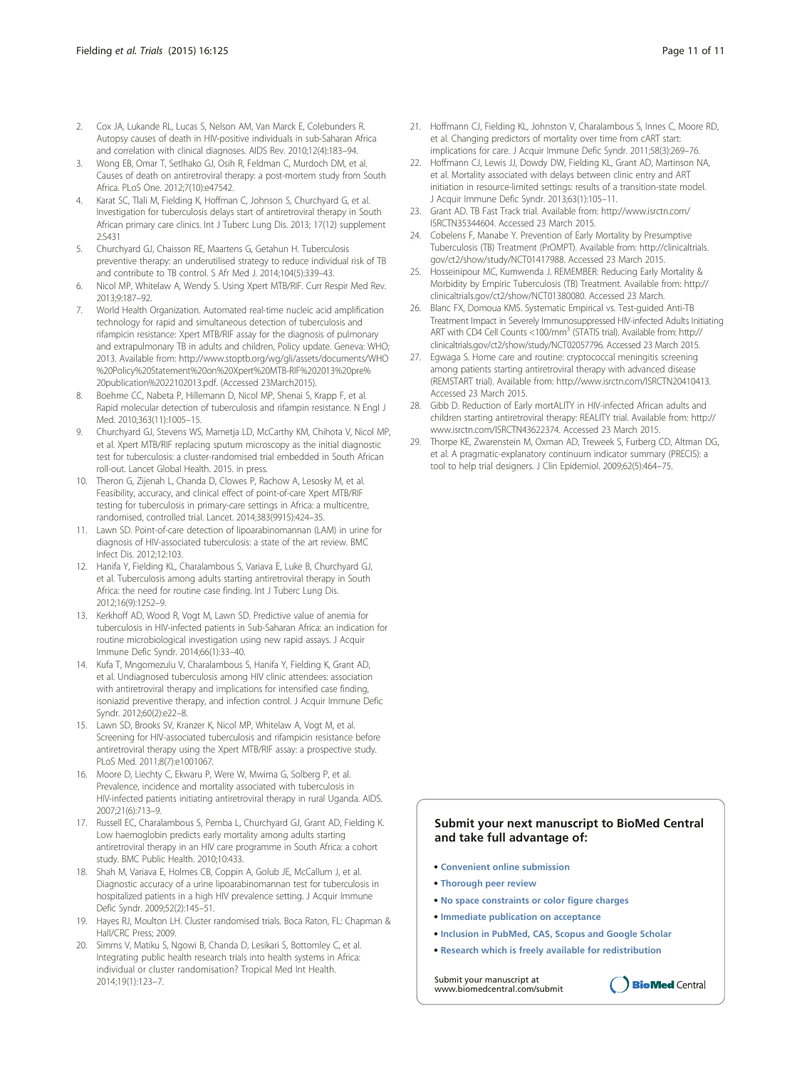2. Cox JA, Lukande RL, Lucas S, Nelson AM, Van Marck E, Colebunders R. Autopsy causes of death in HIV-positive individuals in sub-Saharan Africa and correlation with clinical diagnoses. AIDS Rev. 2010;12(4):183–94.
3. Wong EB, Omar T, Setlhako GJ, Osih R, Feldman C, Murdoch DM, et al. Causes of death on antiretroviral therapy: a post-mortem study from South Africa. PLoS One. 2012;7(10):e47542.
4. Karat SC, Tlali M, Fielding K, Hoffman C, Johnson S, Churchyard G, et al. Investigation for tuberculosis delays start of antiretroviral therapy in South African primary care clinics. Int J Tuberc Lung Dis. 2013; 17(12) supplement 2:S431
5. Churchyard GJ, Chaisson RE, Maartens G, Getahun H. Tuberculosis preventive therapy: an underutilised strategy to reduce individual risk of TB and contribute to TB control. S Afr Med J. 2014;104(5):339–43.
6. Nicol MP, Whitelaw A, Wendy S. Using Xpert MTB/RIF. Curr Respir Med Rev. 2013;9:187–92.
7. World Health Organization. Automated real-time nucleic acid amplification technology for rapid and simultaneous detection of tuberculosis and rifampicin resistance: Xpert MTB/RIF assay for the diagnosis of pulmonary and extrapulmonary TB in adults and children, Policy update. Geneva: WHO; 2013. Available from: http://www.stoptb.org/wg/gli/assets/documents/WHO%20Policy%20Statement%20on%20Xpert%20MTB-RIF%202013%20pre%20publication%2022102013.pdf. (Accessed 23March2015).
8. Boehme CC, Nabeta P, Hillemann D, Nicol MP, Shenai S, Krapp F, et al. Rapid molecular detection of tuberculosis and rifampin resistance. N Engl J Med. 2010;363(11):1005–15.
9. Churchyard GJ, Stevens WS, Mametja LD, McCarthy KM, Chihota V, Nicol MP, et al. Xpert MTB/RIF replacing sputum microscopy as the initial diagnostic test for tuberculosis: a cluster-randomised trial embedded in South African roll-out. Lancet Global Health. 2015. in press.
10. Theron G, Zijenah L, Chanda D, Clowes P, Rachow A, Lesosky M, et al. Feasibility, accuracy, and clinical effect of point-of-care Xpert MTB/RIF testing for tuberculosis in primary-care settings in Africa: a multicentre, randomised, controlled trial. Lancet. 2014;383(9915):424–35.
11. Lawn SD. Point-of-care detection of lipoarabinomannan (LAM) in urine for diagnosis of HIV-associated tuberculosis: a state of the art review. BMC Infect Dis. 2012;12:103.
12. Hanifa Y, Fielding KL, Charalambous S, Variava E, Luke B, Churchyard GJ, et al. Tuberculosis among adults starting antiretroviral therapy in South Africa: the need for routine case finding. Int J Tuberc Lung Dis. 2012;16(9):1252–9.
13. Kerkhoff AD, Wood R, Vogt M, Lawn SD. Predictive value of anemia for tuberculosis in HIV-infected patients in Sub-Saharan Africa: an indication for routine microbiological investigation using new rapid assays. J Acquir Immune Defic Syndr. 2014;66(1):33–40.
14. Kufa T, Mngomezulu V, Charalambous S, Hanifa Y, Fielding K, Grant AD, et al. Undiagnosed tuberculosis among HIV clinic attendees: association with antiretroviral therapy and implications for intensified case finding, isoniazid preventive therapy, and infection control. J Acquir Immune Defic Syndr. 2012;60(2):e22–8.
15. Lawn SD, Brooks SV, Kranzer K, Nicol MP, Whitelaw A, Vogt M, et al. Screening for HIV-associated tuberculosis and rifampicin resistance before antiretroviral therapy using the Xpert MTB/RIF assay: a prospective study. PLoS Med. 2011;8(7):e1001067.
16. Moore D, Liechty C, Ekwaru P, Were W, Mwima G, Solberg P, et al. Prevalence, incidence and mortality associated with tuberculosis in HIV-infected patients initiating antiretroviral therapy in rural Uganda. AIDS. 2007;21(6):713–9.
17. Russell EC, Charalambous S, Pemba L, Churchyard GJ, Grant AD, Fielding K. Low haemoglobin predicts early mortality among adults starting antiretroviral therapy in an HIV care programme in South Africa: a cohort study. BMC Public Health. 2010;10:433.
18. Shah M, Variava E, Holmes CB, Coppin A, Golub JE, McCallum J, et al. Diagnostic accuracy of a urine lipoarabinomannan test for tuberculosis in hospitalized patients in a high HIV prevalence setting. J Acquir Immune Defic Syndr. 2009;52(2):145–51.
19. Hayes RJ, Moulton LH. Cluster randomised trials. Boca Raton, FL: Chapman & Hall/CRC Press; 2009.
20. Simms V, Matiku S, Ngowi B, Chanda D, Lesikari S, Bottomley C, et al. Integrating public health research trials into health systems in Africa: individual or cluster randomisation? Tropical Med Int Health. 2014;19(1):123–7.
21. Hoffmann CJ, Fielding KL, Johnston V, Charalambous S, Innes C, Moore RD, et al. Changing predictors of mortality over time from cART start: implications for care. J Acquir Immune Defic Syndr. 2011;58(3):269–76.
22. Hoffmann CJ, Lewis JJ, Dowdy DW, Fielding KL, Grant AD, Martinson NA, et al. Mortality associated with delays between clinic entry and ART initiation in resource-limited settings: results of a transition-state model. J Acquir Immune Defic Syndr. 2013;63(1):105–11.
23. Grant AD. TB Fast Track trial. Available from: http://www.isrctn.com/ISRCTN35344604. Accessed 23 March 2015.
24. Cobelens F, Manabe Y. Prevention of Early Mortality by Presumptive Tuberculosis (TB) Treatment (PrOMPT). Available from: http://clinicaltrials.gov/ct2/show/study/NCT01417988. Accessed 23 March 2015.
25. Hosseinipour MC, Kumwenda J. REMEMBER: Reducing Early Mortality & Morbidity by Empiric Tuberculosis (TB) Treatment. Available from: http://clinicaltrials.gov/ct2/show/NCT01380080. Accessed 23 March.
26. Blanc FX, Domoua KMS. Systematic Empirical vs. Test-guided Anti-TB Treatment Impact in Severely Immunosuppressed HIV-infected Adults Initiating ART with CD4 Cell Counts <100/mm$^3$ (STATIS trial). Available from: http://clinicaltrials.gov/ct2/show/study/NCT02057796. Accessed 23 March 2015.
27. Egwaga S. Home care and routine: cryptococcal meningitis screening among patients starting antiretroviral therapy with advanced disease (REMSTART trial). Available from: http://www.isrctn.com/ISRCTN20410413. Accessed 23 March 2015.
28. Gibb D. Reduction of Early mortALITY in HIV-infected African adults and children starting antiretroviral therapy: REALITY trial. Available from: http://www.isrctn.com/ISRCTN43622374. Accessed 23 March 2015.
29. Thorpe KE, Zwarenstein M, Oxman AD, Treweek S, Furberg CD, Altman DG, et al. A pragmatic-explanatory continuum indicator summary (PRECIS): a tool to help trial designers. J Clin Epidemiol. 2009;62(5):464–75.

**Submit your next manuscript to BioMed Central and take full advantage of:**

- Convenient online submission
- Thorough peer review
- No space constraints or color figure charges
- Immediate publication on acceptance
- Inclusion in PubMed, CAS, Scopus and Google Scholar
- Research which is freely available for redistribution

Submit your manuscript at www.biomedcentral.com/submit

BioMed Central